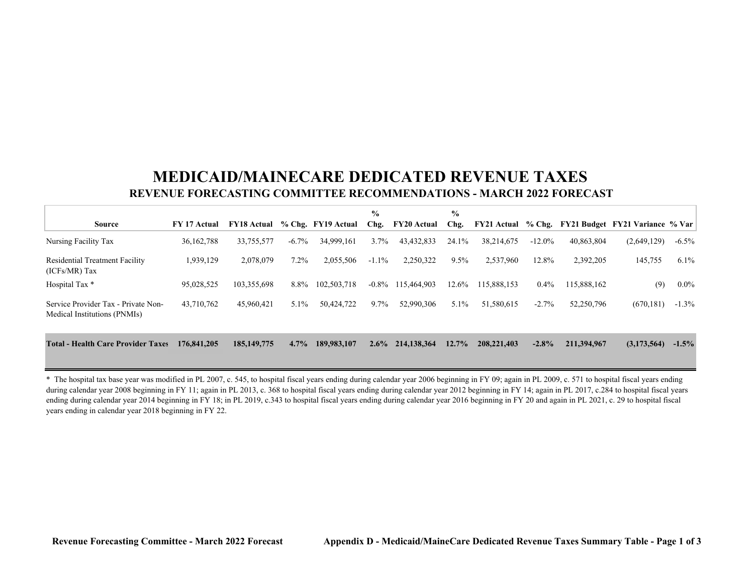# MEDICAID/MAINECARE DEDICATED REVENUE TAXES

## REVENUE FORECASTING COMMITTEE RECOMMENDATIONS - MARCH 2022 FORECAST

| Source | FY 17 Actual | FY18 Actual | % Chg. | FY19 Actual | % Chg. | FY20 Actual | % Chg. | FY21 Actual | % Chg. | FY21 Budget | FY21 Variance | % Var |
|---|---|---|---|---|---|---|---|---|---|---|---|---|
| Nursing Facility Tax | 36,162,788 | 33,755,577 | -6.7% | 34,999,161 | 3.7% | 43,432,833 | 24.1% | 38,214,675 | -12.0% | 40,863,804 | (2,649,129) | -6.5% |
| Residential Treatment Facility (ICFs/MR) Tax | 1,939,129 | 2,078,079 | 7.2% | 2,055,506 | -1.1% | 2,250,322 | 9.5% | 2,537,960 | 12.8% | 2,392,205 | 145,755 | 6.1% |
| Hospital Tax * | 95,028,525 | 103,355,698 | 8.8% | 102,503,718 | -0.8% | 115,464,903 | 12.6% | 115,888,153 | 0.4% | 115,888,162 | (9) | 0.0% |
| Service Provider Tax - Private Non-Medical Institutions (PNMIs) | 43,710,762 | 45,960,421 | 5.1% | 50,424,722 | 9.7% | 52,990,306 | 5.1% | 51,580,615 | -2.7% | 52,250,796 | (670,181) | -1.3% |
| **Total - Health Care Provider Taxes** | **176,841,205** | **185,149,775** | **4.7%** | **189,983,107** | **2.6%** | **214,138,364** | **12.7%** | **208,221,403** | **-2.8%** | **211,394,967** | **(3,173,564)** | **-1.5%** |

* The hospital tax base year was modified in PL 2007, c. 545, to hospital fiscal years ending during calendar year 2006 beginning in FY 09; again in PL 2009, c. 571 to hospital fiscal years ending during calendar year 2008 beginning in FY 11; again in PL 2013, c. 368 to hospital fiscal years ending during calendar year 2012 beginning in FY 14; again in PL 2017, c.284 to hospital fiscal years ending during calendar year 2014 beginning in FY 18; in PL 2019, c.343 to hospital fiscal years ending during calendar year 2016 beginning in FY 20 and again in PL 2021, c. 29 to hospital fiscal years ending in calendar year 2018 beginning in FY 22.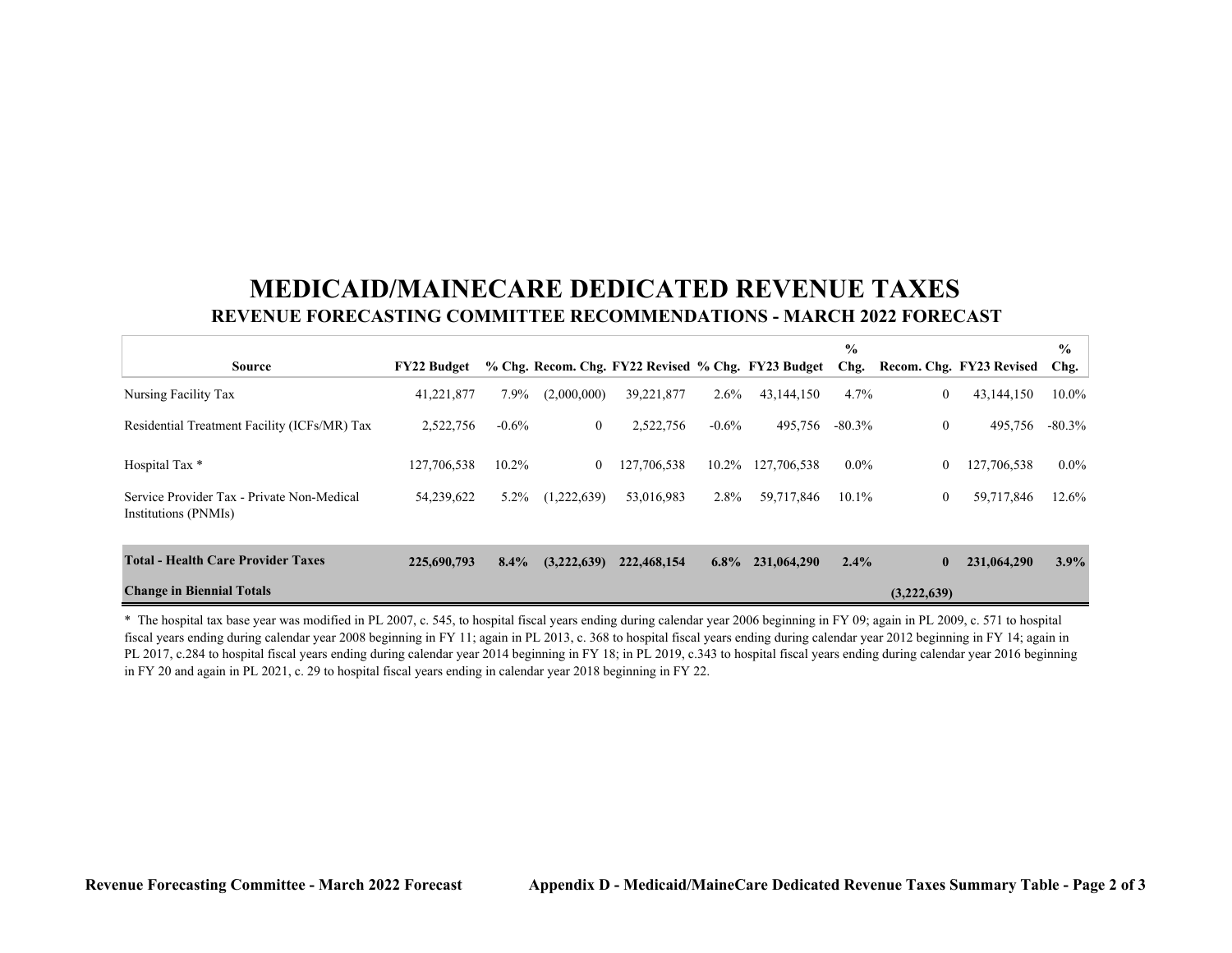# MEDICAID/MAINECARE DEDICATED REVENUE TAXES

## REVENUE FORECASTING COMMITTEE RECOMMENDATIONS - MARCH 2022 FORECAST

| Source | FY22 Budget | % Chg. | Recom. Chg. | FY22 Revised | % Chg. | FY23 Budget | % Chg. | Recom. Chg. | FY23 Revised | % Chg. |
|---|---|---|---|---|---|---|---|---|---|---|
| Nursing Facility Tax | 41,221,877 | 7.9% | (2,000,000) | 39,221,877 | 2.6% | 43,144,150 | 4.7% | 0 | 43,144,150 | 10.0% |
| Residential Treatment Facility (ICFs/MR) Tax | 2,522,756 | -0.6% | 0 | 2,522,756 | -0.6% | 495,756 | -80.3% | 0 | 495,756 | -80.3% |
| Hospital Tax * | 127,706,538 | 10.2% | 0 | 127,706,538 | 10.2% | 127,706,538 | 0.0% | 0 | 127,706,538 | 0.0% |
| Service Provider Tax - Private Non-Medical Institutions (PNMIs) | 54,239,622 | 5.2% | (1,222,639) | 53,016,983 | 2.8% | 59,717,846 | 10.1% | 0 | 59,717,846 | 12.6% |
| **Total - Health Care Provider Taxes** | **225,690,793** | **8.4%** | **(3,222,639)** | **222,468,154** | **6.8%** | **231,064,290** | **2.4%** | **0** | **231,064,290** | **3.9%** |
| **Change in Biennial Totals** | | | | | | | | **(3,222,639)** | | |

* The hospital tax base year was modified in PL 2007, c. 545, to hospital fiscal years ending during calendar year 2006 beginning in FY 09; again in PL 2009, c. 571 to hospital fiscal years ending during calendar year 2008 beginning in FY 11; again in PL 2013, c. 368 to hospital fiscal years ending during calendar year 2012 beginning in FY 14; again in PL 2017, c.284 to hospital fiscal years ending during calendar year 2014 beginning in FY 18; in PL 2019, c.343 to hospital fiscal years ending during calendar year 2016 beginning in FY 20 and again in PL 2021, c. 29 to hospital fiscal years ending in calendar year 2018 beginning in FY 22.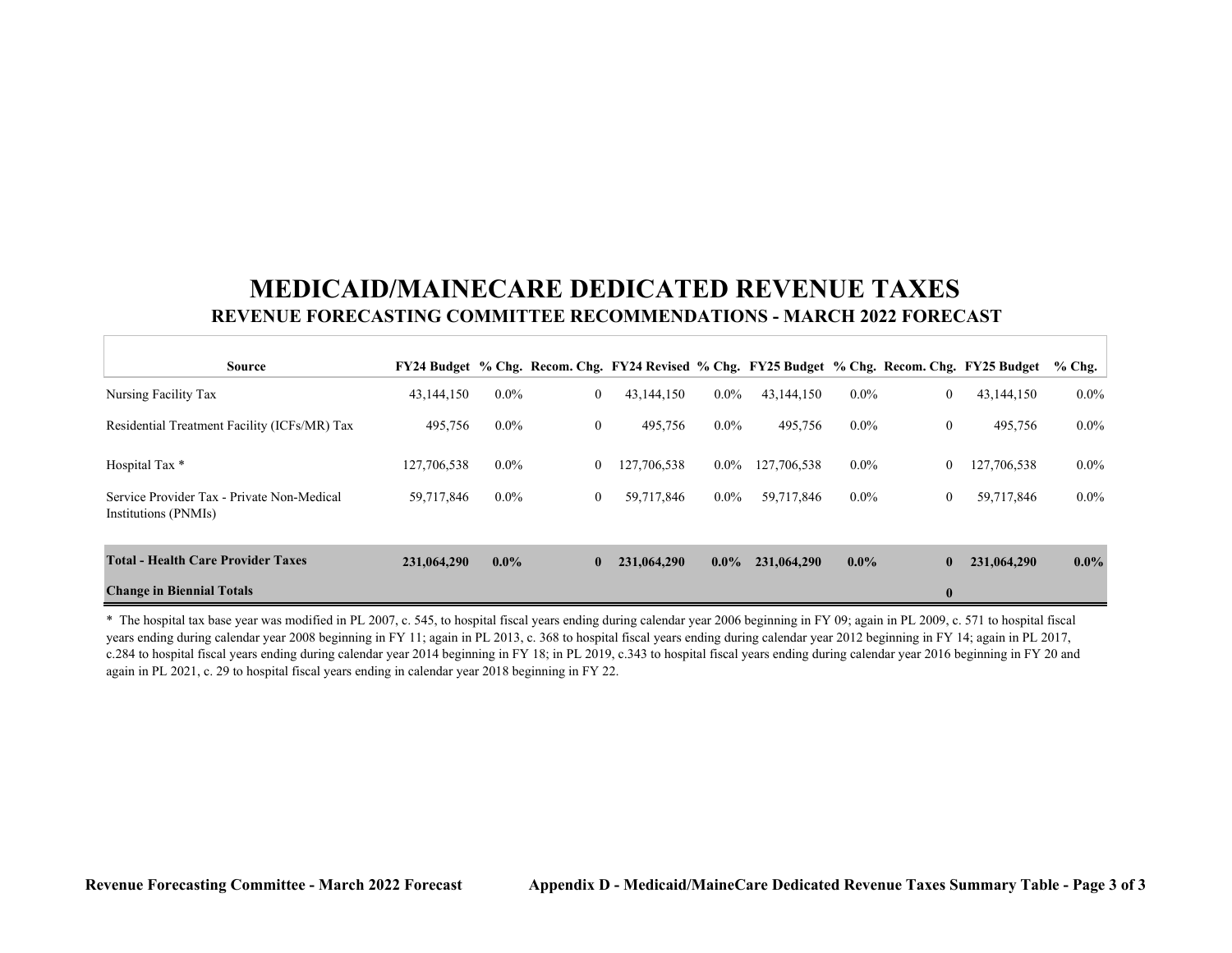# MEDICAID/MAINECARE DEDICATED REVENUE TAXES

## REVENUE FORECASTING COMMITTEE RECOMMENDATIONS - MARCH 2022 FORECAST

| Source | FY24 Budget | % Chg. | Recom. Chg. | FY24 Revised | % Chg. | FY25 Budget | % Chg. | Recom. Chg. | FY25 Budget | % Chg. |
|---|---|---|---|---|---|---|---|---|---|---|
| Nursing Facility Tax | 43,144,150 | 0.0% | 0 | 43,144,150 | 0.0% | 43,144,150 | 0.0% | 0 | 43,144,150 | 0.0% |
| Residential Treatment Facility (ICFs/MR) Tax | 495,756 | 0.0% | 0 | 495,756 | 0.0% | 495,756 | 0.0% | 0 | 495,756 | 0.0% |
| Hospital Tax * | 127,706,538 | 0.0% | 0 | 127,706,538 | 0.0% | 127,706,538 | 0.0% | 0 | 127,706,538 | 0.0% |
| Service Provider Tax - Private Non-Medical Institutions (PNMIs) | 59,717,846 | 0.0% | 0 | 59,717,846 | 0.0% | 59,717,846 | 0.0% | 0 | 59,717,846 | 0.0% |
| **Total - Health Care Provider Taxes** | **231,064,290** | **0.0%** | **0** | **231,064,290** | **0.0%** | **231,064,290** | **0.0%** | **0** | **231,064,290** | **0.0%** |
| **Change in Biennial Totals** | | | | | | | | **0** | | |

* The hospital tax base year was modified in PL 2007, c. 545, to hospital fiscal years ending during calendar year 2006 beginning in FY 09; again in PL 2009, c. 571 to hospital fiscal years ending during calendar year 2008 beginning in FY 11; again in PL 2013, c. 368 to hospital fiscal years ending during calendar year 2012 beginning in FY 14; again in PL 2017, c.284 to hospital fiscal years ending during calendar year 2014 beginning in FY 18; in PL 2019, c.343 to hospital fiscal years ending during calendar year 2016 beginning in FY 20 and again in PL 2021, c. 29 to hospital fiscal years ending in calendar year 2018 beginning in FY 22.